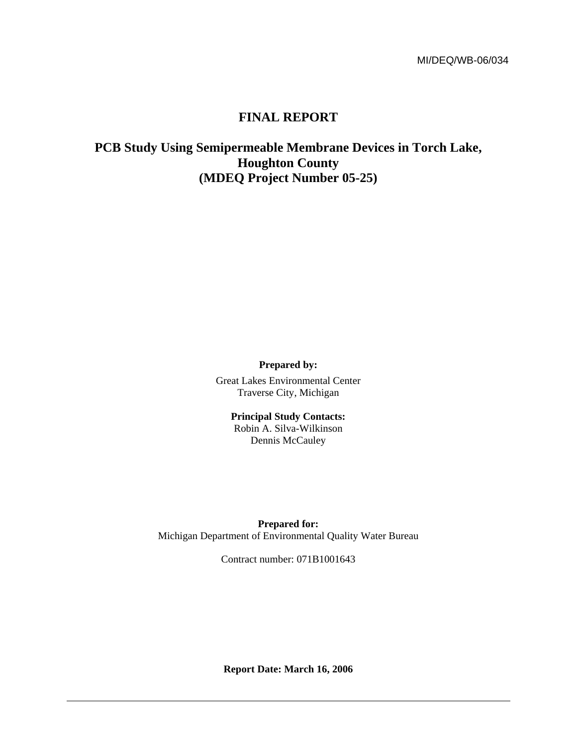MI/DEQ/WB-06/034

# FINAL REPORT

## PCB Study Using Semipermeable Membrane Devices in Torch Lake, Houghton County (MDEQ Project Number 05-25)

**Prepared by:**

Great Lakes Environmental Center
Traverse City, Michigan

**Principal Study Contacts:**
Robin A. Silva-Wilkinson
Dennis McCauley

**Prepared for:**
Michigan Department of Environmental Quality Water Bureau

Contract number: 071B1001643

**Report Date: March 16, 2006**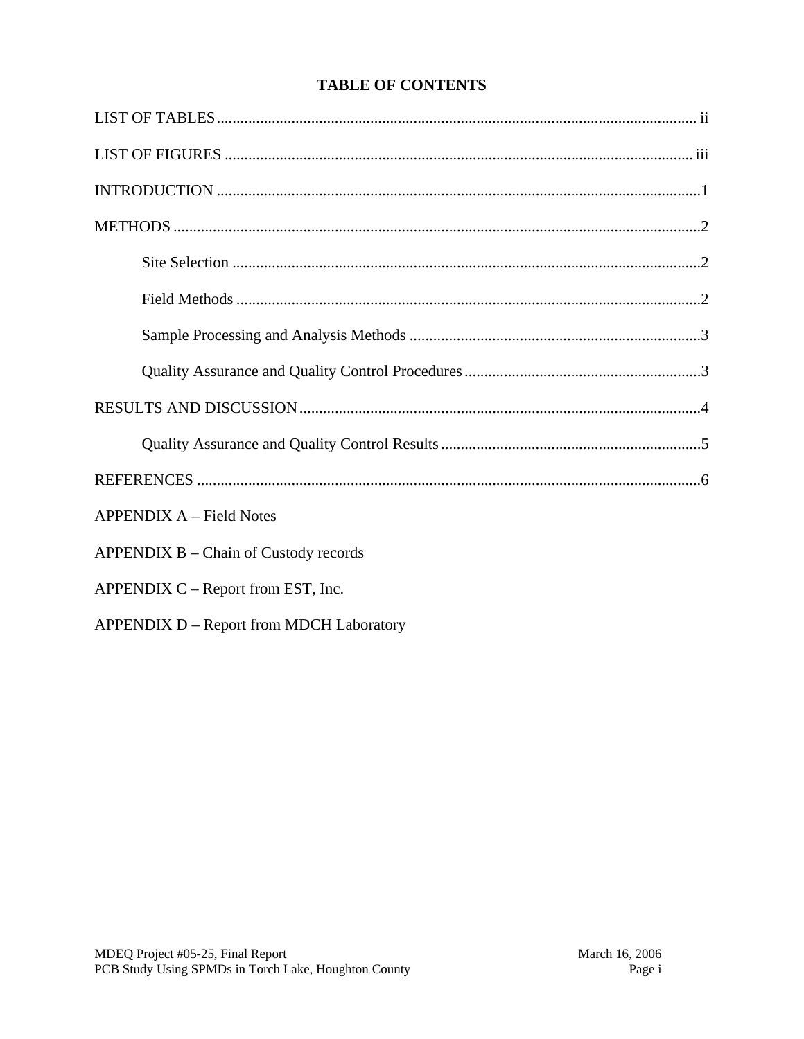# TABLE OF CONTENTS

LIST OF TABLES ......... ii

LIST OF FIGURES ......... iii

INTRODUCTION ......... 1

METHODS ......... 2

- Site Selection ......... 2
- Field Methods ......... 2
- Sample Processing and Analysis Methods ......... 3
- Quality Assurance and Quality Control Procedures ......... 3

RESULTS AND DISCUSSION ......... 4

- Quality Assurance and Quality Control Results ......... 5

REFERENCES ......... 6

APPENDIX A – Field Notes

APPENDIX B – Chain of Custody records

APPENDIX C – Report from EST, Inc.

APPENDIX D – Report from MDCH Laboratory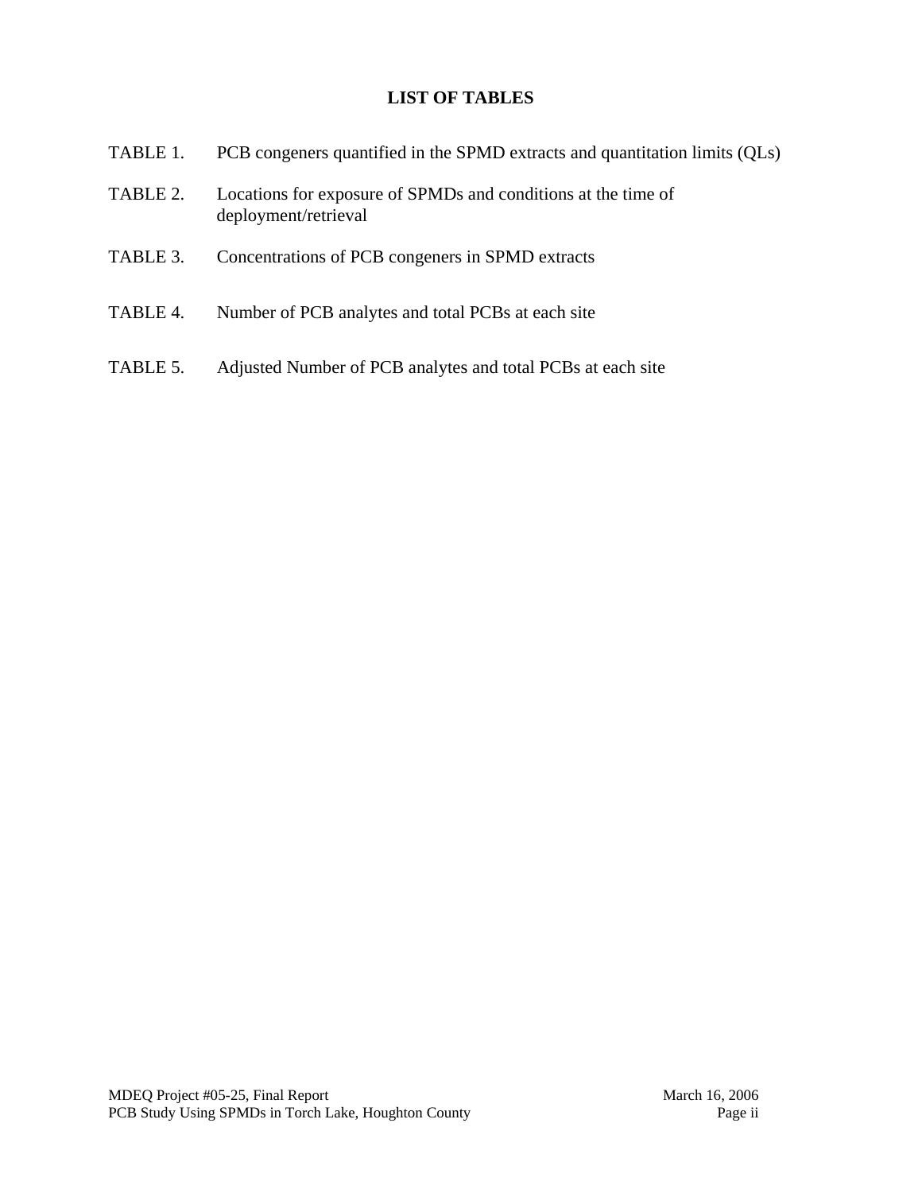# LIST OF TABLES

TABLE 1. PCB congeners quantified in the SPMD extracts and quantitation limits (QLs)

TABLE 2. Locations for exposure of SPMDs and conditions at the time of deployment/retrieval

TABLE 3. Concentrations of PCB congeners in SPMD extracts

TABLE 4. Number of PCB analytes and total PCBs at each site

TABLE 5. Adjusted Number of PCB analytes and total PCBs at each site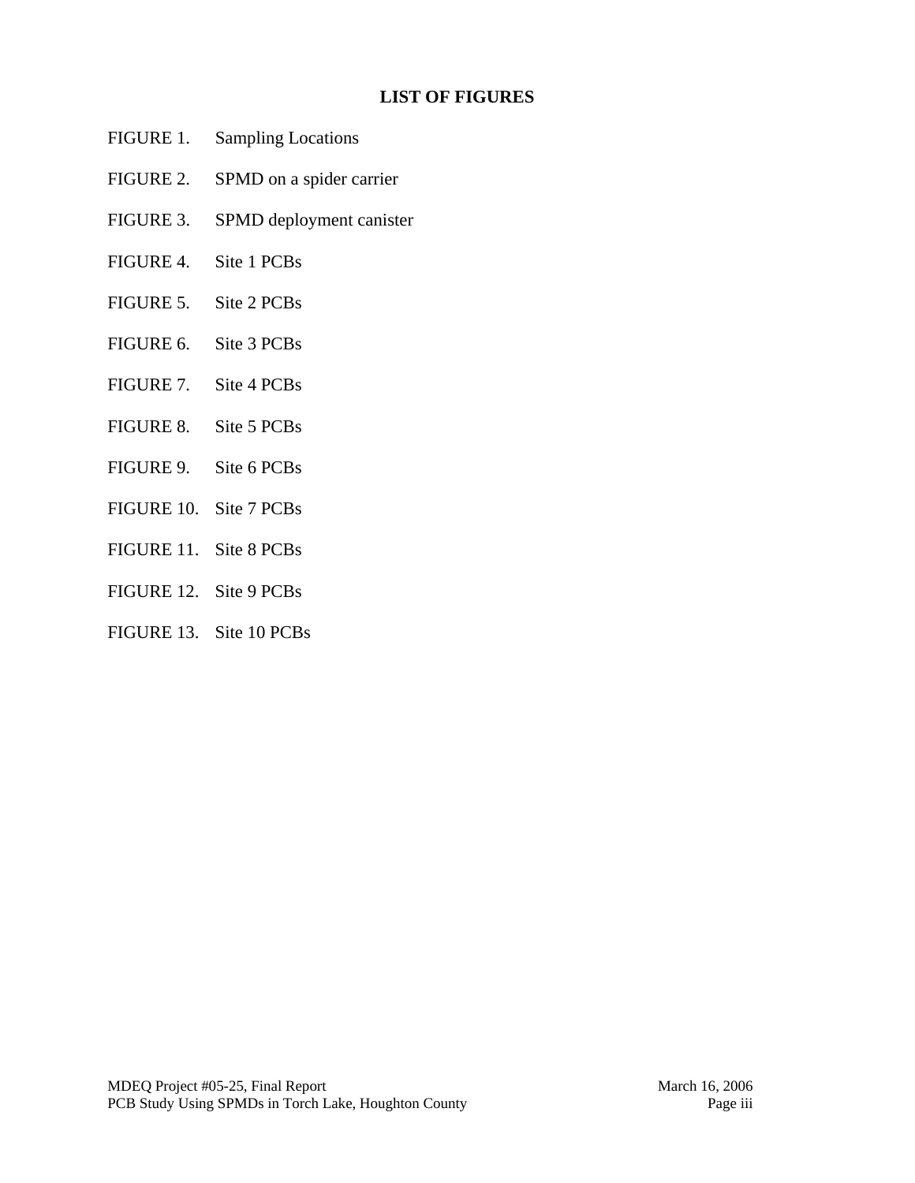## LIST OF FIGURES

FIGURE 1. Sampling Locations

FIGURE 2. SPMD on a spider carrier

FIGURE 3. SPMD deployment canister

FIGURE 4. Site 1 PCBs

FIGURE 5. Site 2 PCBs

FIGURE 6. Site 3 PCBs

FIGURE 7. Site 4 PCBs

FIGURE 8. Site 5 PCBs

FIGURE 9. Site 6 PCBs

FIGURE 10. Site 7 PCBs

FIGURE 11. Site 8 PCBs

FIGURE 12. Site 9 PCBs

FIGURE 13. Site 10 PCBs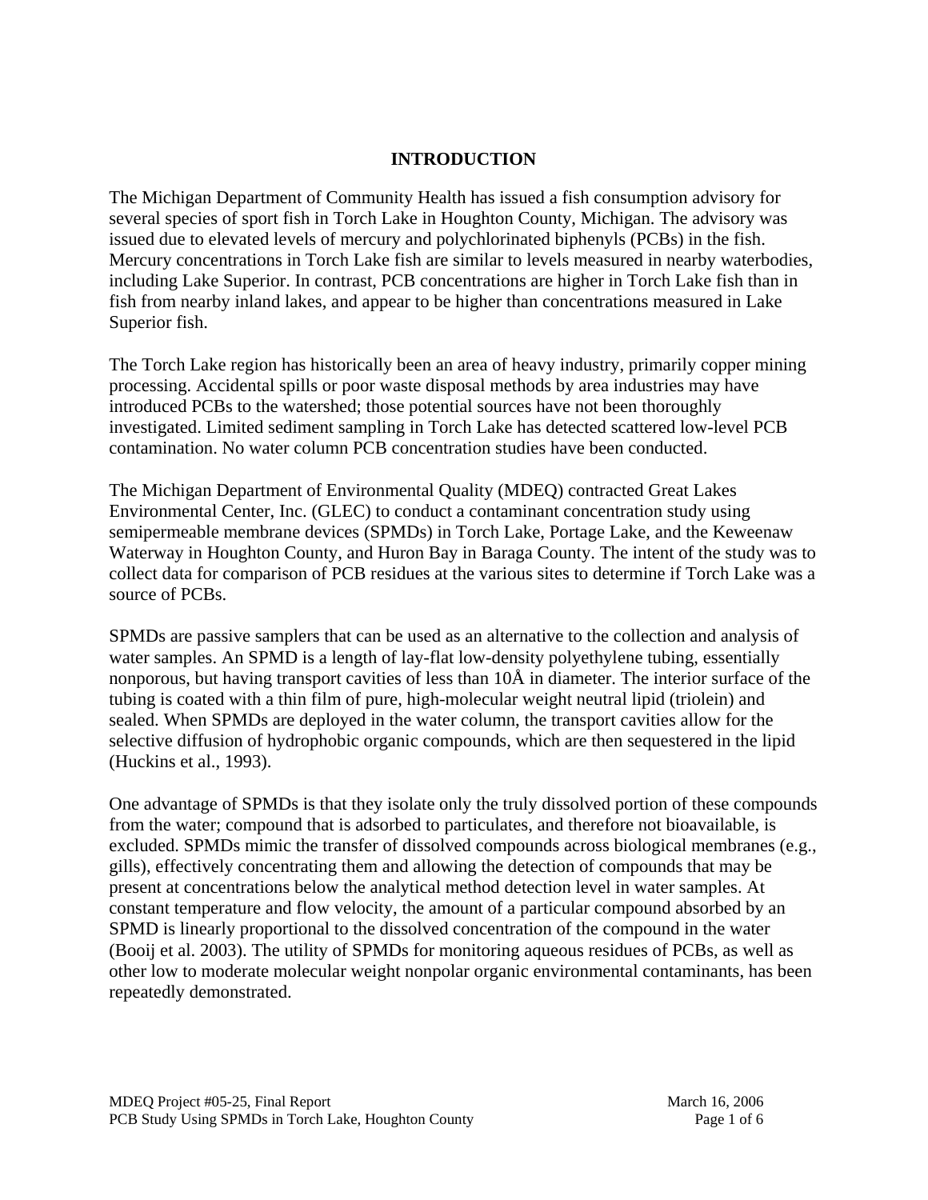# INTRODUCTION

The Michigan Department of Community Health has issued a fish consumption advisory for several species of sport fish in Torch Lake in Houghton County, Michigan. The advisory was issued due to elevated levels of mercury and polychlorinated biphenyls (PCBs) in the fish. Mercury concentrations in Torch Lake fish are similar to levels measured in nearby waterbodies, including Lake Superior. In contrast, PCB concentrations are higher in Torch Lake fish than in fish from nearby inland lakes, and appear to be higher than concentrations measured in Lake Superior fish.

The Torch Lake region has historically been an area of heavy industry, primarily copper mining processing. Accidental spills or poor waste disposal methods by area industries may have introduced PCBs to the watershed; those potential sources have not been thoroughly investigated. Limited sediment sampling in Torch Lake has detected scattered low-level PCB contamination. No water column PCB concentration studies have been conducted.

The Michigan Department of Environmental Quality (MDEQ) contracted Great Lakes Environmental Center, Inc. (GLEC) to conduct a contaminant concentration study using semipermeable membrane devices (SPMDs) in Torch Lake, Portage Lake, and the Keweenaw Waterway in Houghton County, and Huron Bay in Baraga County. The intent of the study was to collect data for comparison of PCB residues at the various sites to determine if Torch Lake was a source of PCBs.

SPMDs are passive samplers that can be used as an alternative to the collection and analysis of water samples. An SPMD is a length of lay-flat low-density polyethylene tubing, essentially nonporous, but having transport cavities of less than 10Å in diameter. The interior surface of the tubing is coated with a thin film of pure, high-molecular weight neutral lipid (triolein) and sealed. When SPMDs are deployed in the water column, the transport cavities allow for the selective diffusion of hydrophobic organic compounds, which are then sequestered in the lipid (Huckins et al., 1993).

One advantage of SPMDs is that they isolate only the truly dissolved portion of these compounds from the water; compound that is adsorbed to particulates, and therefore not bioavailable, is excluded. SPMDs mimic the transfer of dissolved compounds across biological membranes (e.g., gills), effectively concentrating them and allowing the detection of compounds that may be present at concentrations below the analytical method detection level in water samples. At constant temperature and flow velocity, the amount of a particular compound absorbed by an SPMD is linearly proportional to the dissolved concentration of the compound in the water (Booij et al. 2003). The utility of SPMDs for monitoring aqueous residues of PCBs, as well as other low to moderate molecular weight nonpolar organic environmental contaminants, has been repeatedly demonstrated.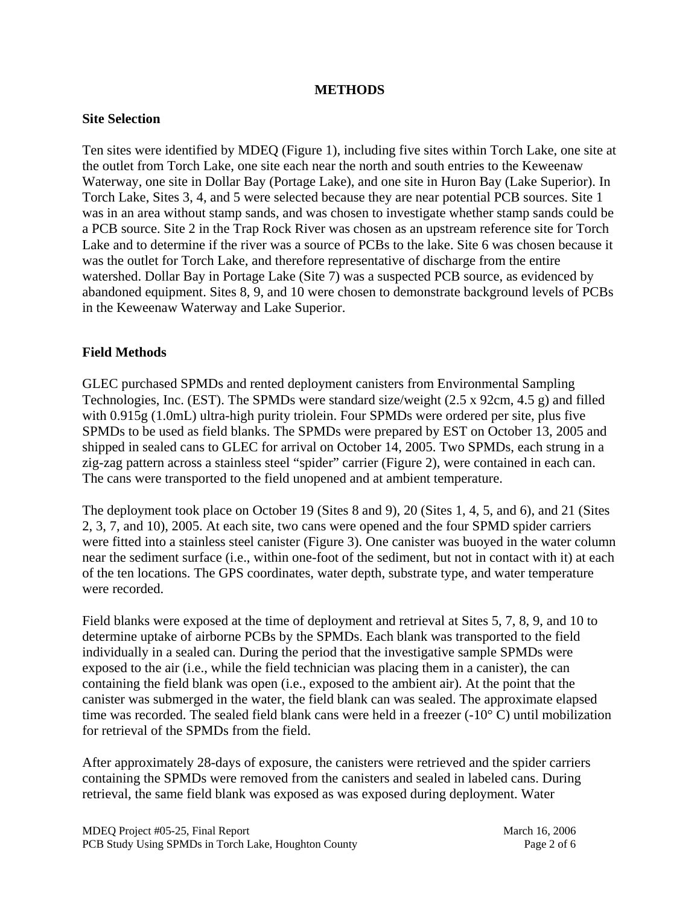# METHODS

## Site Selection

Ten sites were identified by MDEQ (Figure 1), including five sites within Torch Lake, one site at the outlet from Torch Lake, one site each near the north and south entries to the Keweenaw Waterway, one site in Dollar Bay (Portage Lake), and one site in Huron Bay (Lake Superior). In Torch Lake, Sites 3, 4, and 5 were selected because they are near potential PCB sources. Site 1 was in an area without stamp sands, and was chosen to investigate whether stamp sands could be a PCB source. Site 2 in the Trap Rock River was chosen as an upstream reference site for Torch Lake and to determine if the river was a source of PCBs to the lake. Site 6 was chosen because it was the outlet for Torch Lake, and therefore representative of discharge from the entire watershed. Dollar Bay in Portage Lake (Site 7) was a suspected PCB source, as evidenced by abandoned equipment. Sites 8, 9, and 10 were chosen to demonstrate background levels of PCBs in the Keweenaw Waterway and Lake Superior.

## Field Methods

GLEC purchased SPMDs and rented deployment canisters from Environmental Sampling Technologies, Inc. (EST). The SPMDs were standard size/weight (2.5 x 92cm, 4.5 g) and filled with 0.915g (1.0mL) ultra-high purity triolein. Four SPMDs were ordered per site, plus five SPMDs to be used as field blanks. The SPMDs were prepared by EST on October 13, 2005 and shipped in sealed cans to GLEC for arrival on October 14, 2005. Two SPMDs, each strung in a zig-zag pattern across a stainless steel "spider" carrier (Figure 2), were contained in each can. The cans were transported to the field unopened and at ambient temperature.

The deployment took place on October 19 (Sites 8 and 9), 20 (Sites 1, 4, 5, and 6), and 21 (Sites 2, 3, 7, and 10), 2005. At each site, two cans were opened and the four SPMD spider carriers were fitted into a stainless steel canister (Figure 3). One canister was buoyed in the water column near the sediment surface (i.e., within one-foot of the sediment, but not in contact with it) at each of the ten locations. The GPS coordinates, water depth, substrate type, and water temperature were recorded.

Field blanks were exposed at the time of deployment and retrieval at Sites 5, 7, 8, 9, and 10 to determine uptake of airborne PCBs by the SPMDs. Each blank was transported to the field individually in a sealed can. During the period that the investigative sample SPMDs were exposed to the air (i.e., while the field technician was placing them in a canister), the can containing the field blank was open (i.e., exposed to the ambient air). At the point that the canister was submerged in the water, the field blank can was sealed. The approximate elapsed time was recorded. The sealed field blank cans were held in a freezer (-10° C) until mobilization for retrieval of the SPMDs from the field.

After approximately 28-days of exposure, the canisters were retrieved and the spider carriers containing the SPMDs were removed from the canisters and sealed in labeled cans. During retrieval, the same field blank was exposed as was exposed during deployment. Water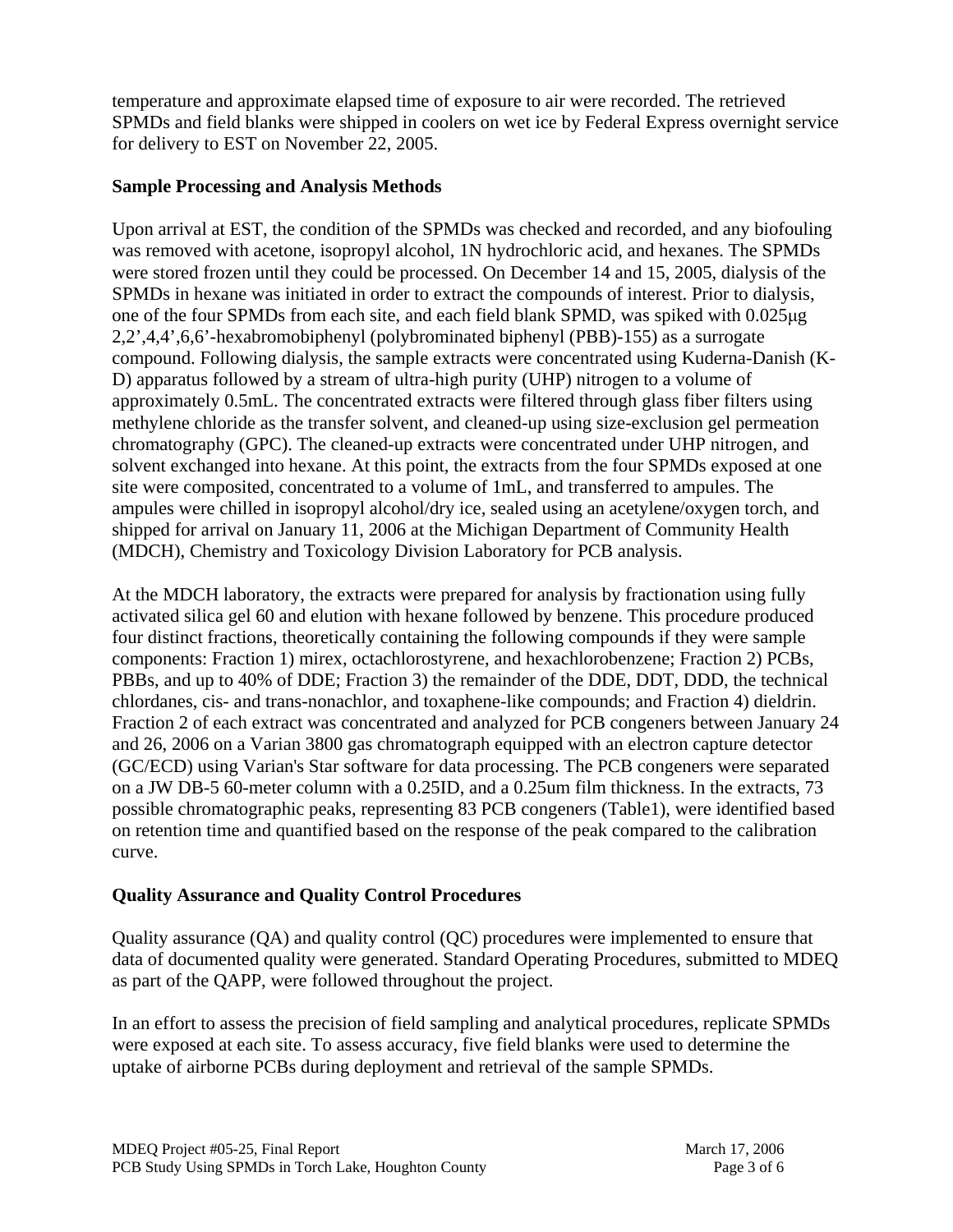temperature and approximate elapsed time of exposure to air were recorded. The retrieved SPMDs and field blanks were shipped in coolers on wet ice by Federal Express overnight service for delivery to EST on November 22, 2005.

**Sample Processing and Analysis Methods**

Upon arrival at EST, the condition of the SPMDs was checked and recorded, and any biofouling was removed with acetone, isopropyl alcohol, 1N hydrochloric acid, and hexanes. The SPMDs were stored frozen until they could be processed. On December 14 and 15, 2005, dialysis of the SPMDs in hexane was initiated in order to extract the compounds of interest. Prior to dialysis, one of the four SPMDs from each site, and each field blank SPMD, was spiked with 0.025μg 2,2',4,4',6,6'-hexabromobiphenyl (polybrominated biphenyl (PBB)-155) as a surrogate compound. Following dialysis, the sample extracts were concentrated using Kuderna-Danish (K-D) apparatus followed by a stream of ultra-high purity (UHP) nitrogen to a volume of approximately 0.5mL. The concentrated extracts were filtered through glass fiber filters using methylene chloride as the transfer solvent, and cleaned-up using size-exclusion gel permeation chromatography (GPC). The cleaned-up extracts were concentrated under UHP nitrogen, and solvent exchanged into hexane. At this point, the extracts from the four SPMDs exposed at one site were composited, concentrated to a volume of 1mL, and transferred to ampules. The ampules were chilled in isopropyl alcohol/dry ice, sealed using an acetylene/oxygen torch, and shipped for arrival on January 11, 2006 at the Michigan Department of Community Health (MDCH), Chemistry and Toxicology Division Laboratory for PCB analysis.

At the MDCH laboratory, the extracts were prepared for analysis by fractionation using fully activated silica gel 60 and elution with hexane followed by benzene. This procedure produced four distinct fractions, theoretically containing the following compounds if they were sample components: Fraction 1) mirex, octachlorostyrene, and hexachlorobenzene; Fraction 2) PCBs, PBBs, and up to 40% of DDE; Fraction 3) the remainder of the DDE, DDT, DDD, the technical chlordanes, cis- and trans-nonachlor, and toxaphene-like compounds; and Fraction 4) dieldrin. Fraction 2 of each extract was concentrated and analyzed for PCB congeners between January 24 and 26, 2006 on a Varian 3800 gas chromatograph equipped with an electron capture detector (GC/ECD) using Varian's Star software for data processing. The PCB congeners were separated on a JW DB-5 60-meter column with a 0.25ID, and a 0.25um film thickness. In the extracts, 73 possible chromatographic peaks, representing 83 PCB congeners (Table1), were identified based on retention time and quantified based on the response of the peak compared to the calibration curve.

**Quality Assurance and Quality Control Procedures**

Quality assurance (QA) and quality control (QC) procedures were implemented to ensure that data of documented quality were generated. Standard Operating Procedures, submitted to MDEQ as part of the QAPP, were followed throughout the project.

In an effort to assess the precision of field sampling and analytical procedures, replicate SPMDs were exposed at each site. To assess accuracy, five field blanks were used to determine the uptake of airborne PCBs during deployment and retrieval of the sample SPMDs.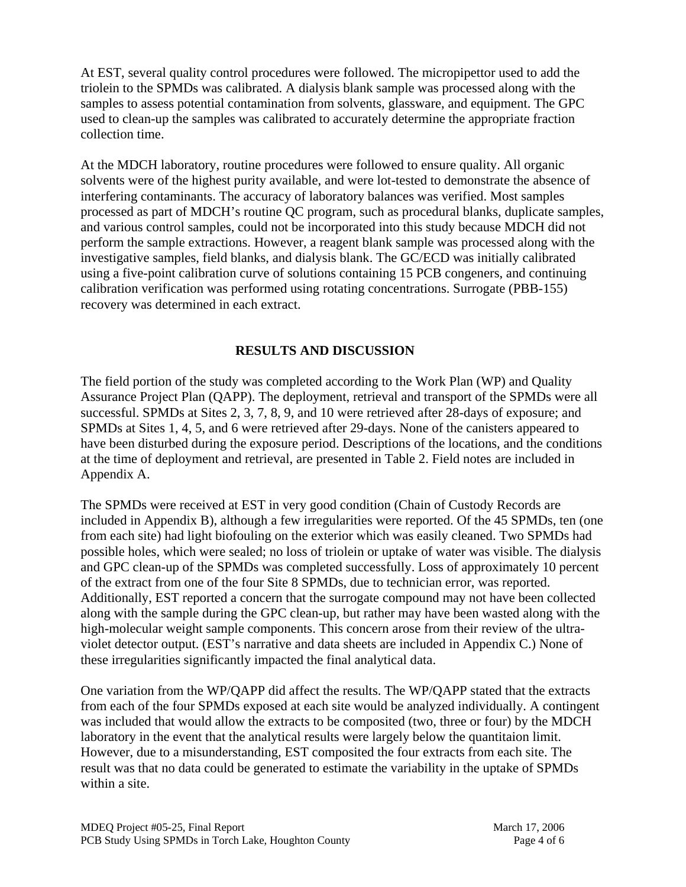At EST, several quality control procedures were followed. The micropipettor used to add the triolein to the SPMDs was calibrated. A dialysis blank sample was processed along with the samples to assess potential contamination from solvents, glassware, and equipment. The GPC used to clean-up the samples was calibrated to accurately determine the appropriate fraction collection time.

At the MDCH laboratory, routine procedures were followed to ensure quality. All organic solvents were of the highest purity available, and were lot-tested to demonstrate the absence of interfering contaminants. The accuracy of laboratory balances was verified. Most samples processed as part of MDCH's routine QC program, such as procedural blanks, duplicate samples, and various control samples, could not be incorporated into this study because MDCH did not perform the sample extractions. However, a reagent blank sample was processed along with the investigative samples, field blanks, and dialysis blank. The GC/ECD was initially calibrated using a five-point calibration curve of solutions containing 15 PCB congeners, and continuing calibration verification was performed using rotating concentrations. Surrogate (PBB-155) recovery was determined in each extract.

## RESULTS AND DISCUSSION

The field portion of the study was completed according to the Work Plan (WP) and Quality Assurance Project Plan (QAPP). The deployment, retrieval and transport of the SPMDs were all successful. SPMDs at Sites 2, 3, 7, 8, 9, and 10 were retrieved after 28-days of exposure; and SPMDs at Sites 1, 4, 5, and 6 were retrieved after 29-days. None of the canisters appeared to have been disturbed during the exposure period. Descriptions of the locations, and the conditions at the time of deployment and retrieval, are presented in Table 2. Field notes are included in Appendix A.

The SPMDs were received at EST in very good condition (Chain of Custody Records are included in Appendix B), although a few irregularities were reported. Of the 45 SPMDs, ten (one from each site) had light biofouling on the exterior which was easily cleaned. Two SPMDs had possible holes, which were sealed; no loss of triolein or uptake of water was visible. The dialysis and GPC clean-up of the SPMDs was completed successfully. Loss of approximately 10 percent of the extract from one of the four Site 8 SPMDs, due to technician error, was reported. Additionally, EST reported a concern that the surrogate compound may not have been collected along with the sample during the GPC clean-up, but rather may have been wasted along with the high-molecular weight sample components. This concern arose from their review of the ultra-violet detector output. (EST's narrative and data sheets are included in Appendix C.) None of these irregularities significantly impacted the final analytical data.

One variation from the WP/QAPP did affect the results. The WP/QAPP stated that the extracts from each of the four SPMDs exposed at each site would be analyzed individually. A contingent was included that would allow the extracts to be composited (two, three or four) by the MDCH laboratory in the event that the analytical results were largely below the quantitaion limit. However, due to a misunderstanding, EST composited the four extracts from each site. The result was that no data could be generated to estimate the variability in the uptake of SPMDs within a site.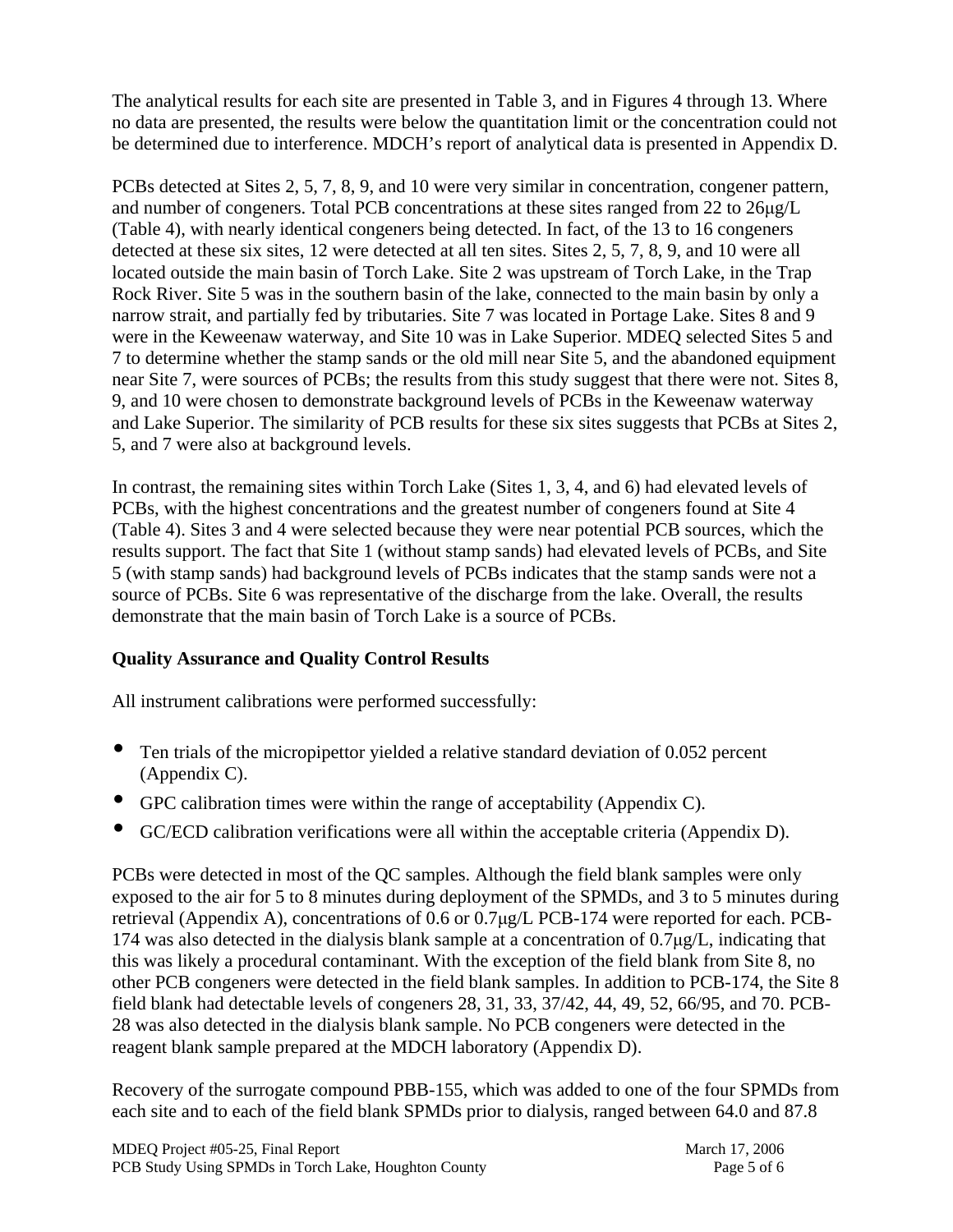The analytical results for each site are presented in Table 3, and in Figures 4 through 13. Where no data are presented, the results were below the quantitation limit or the concentration could not be determined due to interference. MDCH's report of analytical data is presented in Appendix D.

PCBs detected at Sites 2, 5, 7, 8, 9, and 10 were very similar in concentration, congener pattern, and number of congeners. Total PCB concentrations at these sites ranged from 22 to 26μg/L (Table 4), with nearly identical congeners being detected. In fact, of the 13 to 16 congeners detected at these six sites, 12 were detected at all ten sites. Sites 2, 5, 7, 8, 9, and 10 were all located outside the main basin of Torch Lake. Site 2 was upstream of Torch Lake, in the Trap Rock River. Site 5 was in the southern basin of the lake, connected to the main basin by only a narrow strait, and partially fed by tributaries. Site 7 was located in Portage Lake. Sites 8 and 9 were in the Keweenaw waterway, and Site 10 was in Lake Superior. MDEQ selected Sites 5 and 7 to determine whether the stamp sands or the old mill near Site 5, and the abandoned equipment near Site 7, were sources of PCBs; the results from this study suggest that there were not. Sites 8, 9, and 10 were chosen to demonstrate background levels of PCBs in the Keweenaw waterway and Lake Superior. The similarity of PCB results for these six sites suggests that PCBs at Sites 2, 5, and 7 were also at background levels.

In contrast, the remaining sites within Torch Lake (Sites 1, 3, 4, and 6) had elevated levels of PCBs, with the highest concentrations and the greatest number of congeners found at Site 4 (Table 4). Sites 3 and 4 were selected because they were near potential PCB sources, which the results support. The fact that Site 1 (without stamp sands) had elevated levels of PCBs, and Site 5 (with stamp sands) had background levels of PCBs indicates that the stamp sands were not a source of PCBs. Site 6 was representative of the discharge from the lake. Overall, the results demonstrate that the main basin of Torch Lake is a source of PCBs.

**Quality Assurance and Quality Control Results**

All instrument calibrations were performed successfully:

- Ten trials of the micropipettor yielded a relative standard deviation of 0.052 percent (Appendix C).
- GPC calibration times were within the range of acceptability (Appendix C).
- GC/ECD calibration verifications were all within the acceptable criteria (Appendix D).

PCBs were detected in most of the QC samples. Although the field blank samples were only exposed to the air for 5 to 8 minutes during deployment of the SPMDs, and 3 to 5 minutes during retrieval (Appendix A), concentrations of 0.6 or 0.7μg/L PCB-174 were reported for each. PCB-174 was also detected in the dialysis blank sample at a concentration of 0.7μg/L, indicating that this was likely a procedural contaminant. With the exception of the field blank from Site 8, no other PCB congeners were detected in the field blank samples. In addition to PCB-174, the Site 8 field blank had detectable levels of congeners 28, 31, 33, 37/42, 44, 49, 52, 66/95, and 70. PCB-28 was also detected in the dialysis blank sample. No PCB congeners were detected in the reagent blank sample prepared at the MDCH laboratory (Appendix D).

Recovery of the surrogate compound PBB-155, which was added to one of the four SPMDs from each site and to each of the field blank SPMDs prior to dialysis, ranged between 64.0 and 87.8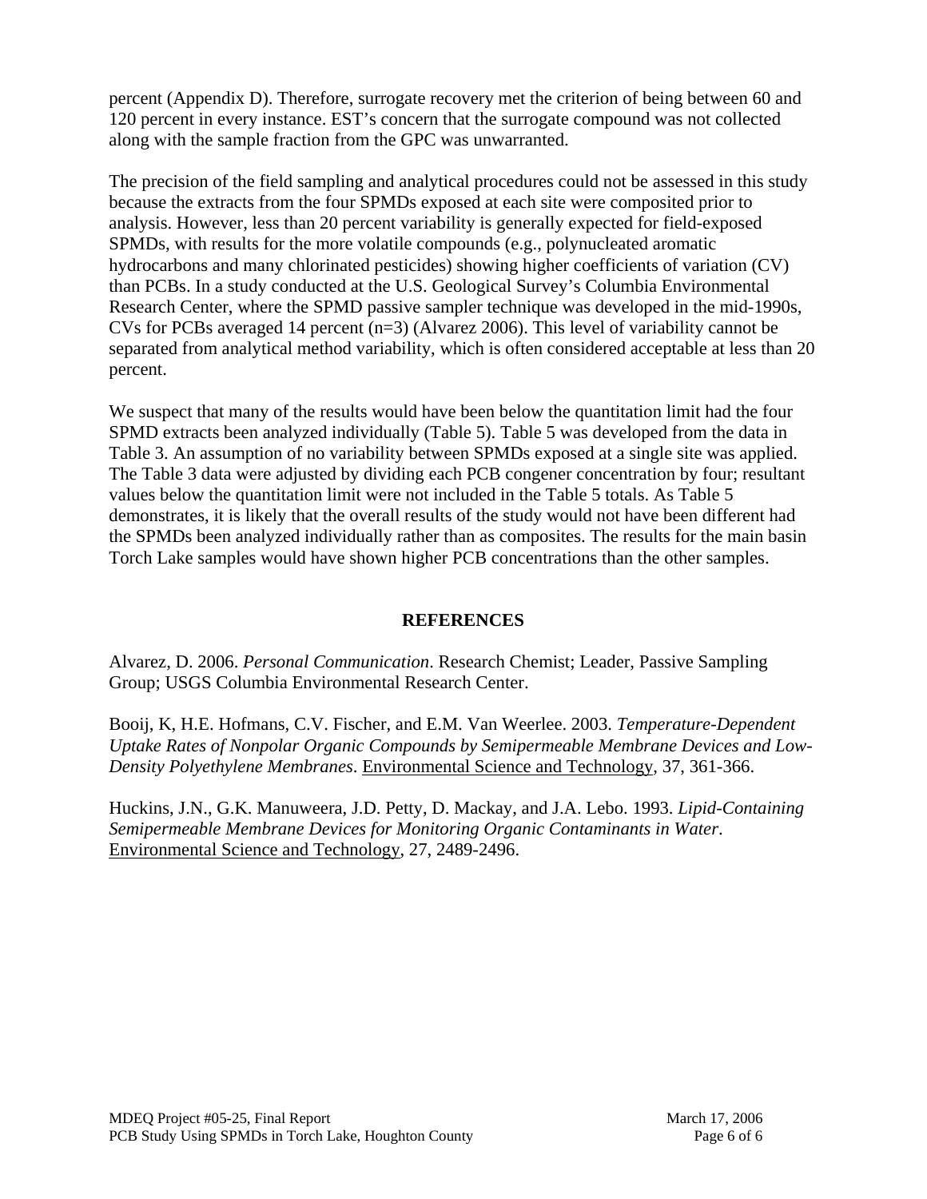percent (Appendix D). Therefore, surrogate recovery met the criterion of being between 60 and 120 percent in every instance. EST's concern that the surrogate compound was not collected along with the sample fraction from the GPC was unwarranted.

The precision of the field sampling and analytical procedures could not be assessed in this study because the extracts from the four SPMDs exposed at each site were composited prior to analysis. However, less than 20 percent variability is generally expected for field-exposed SPMDs, with results for the more volatile compounds (e.g., polynucleated aromatic hydrocarbons and many chlorinated pesticides) showing higher coefficients of variation (CV) than PCBs. In a study conducted at the U.S. Geological Survey's Columbia Environmental Research Center, where the SPMD passive sampler technique was developed in the mid-1990s, CVs for PCBs averaged 14 percent (n=3) (Alvarez 2006). This level of variability cannot be separated from analytical method variability, which is often considered acceptable at less than 20 percent.

We suspect that many of the results would have been below the quantitation limit had the four SPMD extracts been analyzed individually (Table 5). Table 5 was developed from the data in Table 3. An assumption of no variability between SPMDs exposed at a single site was applied. The Table 3 data were adjusted by dividing each PCB congener concentration by four; resultant values below the quantitation limit were not included in the Table 5 totals. As Table 5 demonstrates, it is likely that the overall results of the study would not have been different had the SPMDs been analyzed individually rather than as composites. The results for the main basin Torch Lake samples would have shown higher PCB concentrations than the other samples.

## REFERENCES

Alvarez, D. 2006. *Personal Communication*. Research Chemist; Leader, Passive Sampling Group; USGS Columbia Environmental Research Center.

Booij, K, H.E. Hofmans, C.V. Fischer, and E.M. Van Weerlee. 2003. *Temperature-Dependent Uptake Rates of Nonpolar Organic Compounds by Semipermeable Membrane Devices and Low-Density Polyethylene Membranes*. Environmental Science and Technology, 37, 361-366.

Huckins, J.N., G.K. Manuweera, J.D. Petty, D. Mackay, and J.A. Lebo. 1993. *Lipid-Containing Semipermeable Membrane Devices for Monitoring Organic Contaminants in Water*. Environmental Science and Technology, 27, 2489-2496.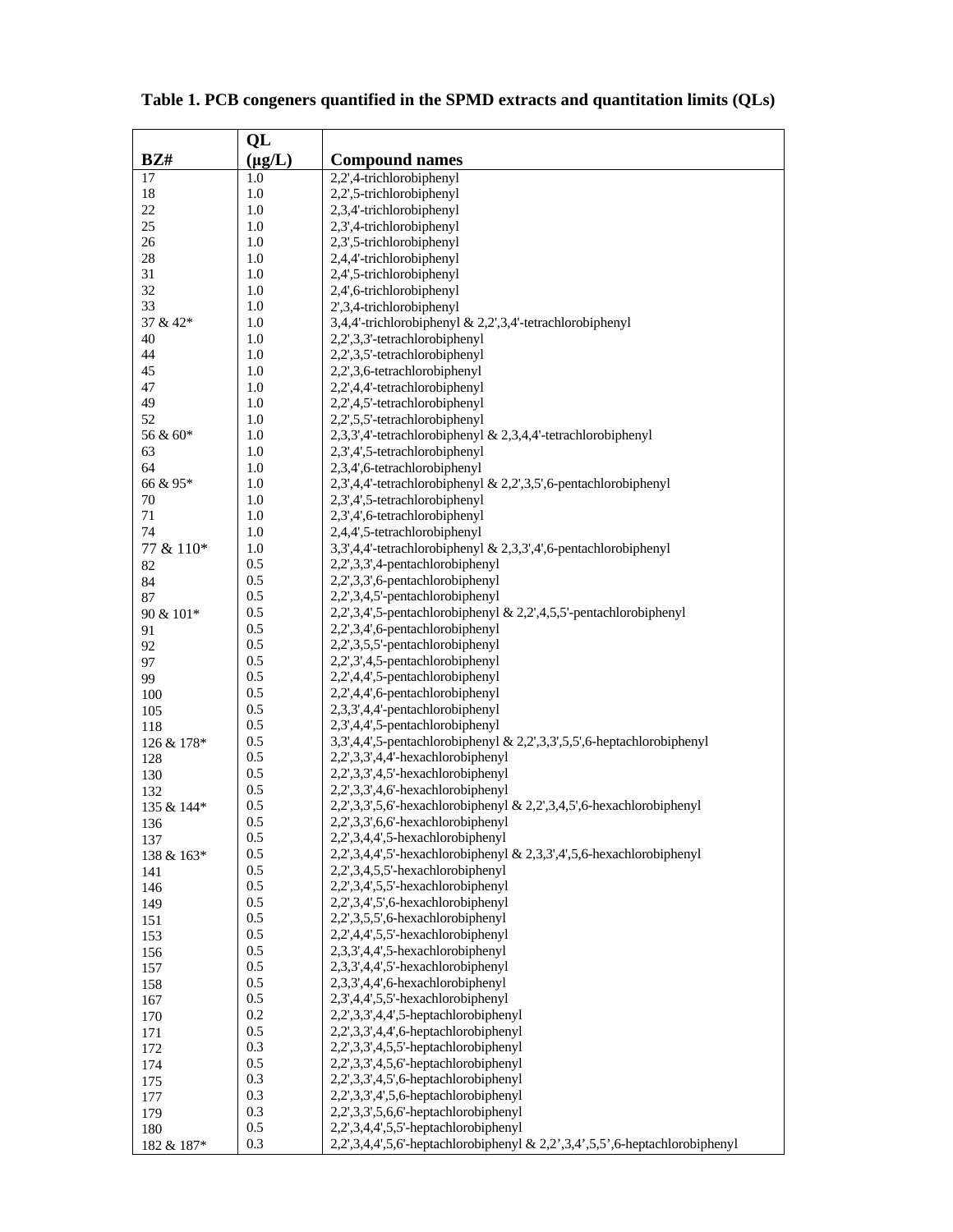**Table 1. PCB congeners quantified in the SPMD extracts and quantitation limits (QLs)**

| BZ# | QL (µg/L) | Compound names |
|---|---|---|
| 17 | 1.0 | 2,2',4-trichlorobiphenyl |
| 18 | 1.0 | 2,2',5-trichlorobiphenyl |
| 22 | 1.0 | 2,3,4'-trichlorobiphenyl |
| 25 | 1.0 | 2,3',4-trichlorobiphenyl |
| 26 | 1.0 | 2,3',5-trichlorobiphenyl |
| 28 | 1.0 | 2,4,4'-trichlorobiphenyl |
| 31 | 1.0 | 2,4',5-trichlorobiphenyl |
| 32 | 1.0 | 2,4',6-trichlorobiphenyl |
| 33 | 1.0 | 2',3,4-trichlorobiphenyl |
| 37 & 42* | 1.0 | 3,4,4'-trichlorobiphenyl & 2,2',3,4'-tetrachlorobiphenyl |
| 40 | 1.0 | 2,2',3,3'-tetrachlorobiphenyl |
| 44 | 1.0 | 2,2',3,5'-tetrachlorobiphenyl |
| 45 | 1.0 | 2,2',3,6-tetrachlorobiphenyl |
| 47 | 1.0 | 2,2',4,4'-tetrachlorobiphenyl |
| 49 | 1.0 | 2,2',4,5'-tetrachlorobiphenyl |
| 52 | 1.0 | 2,2',5,5'-tetrachlorobiphenyl |
| 56 & 60* | 1.0 | 2,3,3',4'-tetrachlorobiphenyl & 2,3,4,4'-tetrachlorobiphenyl |
| 63 | 1.0 | 2,3',4',5-tetrachlorobiphenyl |
| 64 | 1.0 | 2,3,4',6-tetrachlorobiphenyl |
| 66 & 95* | 1.0 | 2,3',4,4'-tetrachlorobiphenyl & 2,2',3,5',6-pentachlorobiphenyl |
| 70 | 1.0 | 2,3',4',5-tetrachlorobiphenyl |
| 71 | 1.0 | 2,3',4',6-tetrachlorobiphenyl |
| 74 | 1.0 | 2,4,4',5-tetrachlorobiphenyl |
| 77 & 110* | 1.0 | 3,3',4,4'-tetrachlorobiphenyl & 2,3,3',4',6-pentachlorobiphenyl |
| 82 | 0.5 | 2,2',3,3',4-pentachlorobiphenyl |
| 84 | 0.5 | 2,2',3,3',6-pentachlorobiphenyl |
| 87 | 0.5 | 2,2',3,4,5'-pentachlorobiphenyl |
| 90 & 101* | 0.5 | 2,2',3,4',5-pentachlorobiphenyl & 2,2',4,5,5'-pentachlorobiphenyl |
| 91 | 0.5 | 2,2',3,4',6-pentachlorobiphenyl |
| 92 | 0.5 | 2,2',3,5,5'-pentachlorobiphenyl |
| 97 | 0.5 | 2,2',3',4,5-pentachlorobiphenyl |
| 99 | 0.5 | 2,2',4,4',5-pentachlorobiphenyl |
| 100 | 0.5 | 2,2',4,4',6-pentachlorobiphenyl |
| 105 | 0.5 | 2,3,3',4,4'-pentachlorobiphenyl |
| 118 | 0.5 | 2,3',4,4',5-pentachlorobiphenyl |
| 126 & 178* | 0.5 | 3,3',4,4',5-pentachlorobiphenyl & 2,2',3,3',5,5',6-heptachlorobiphenyl |
| 128 | 0.5 | 2,2',3,3',4,4'-hexachlorobiphenyl |
| 130 | 0.5 | 2,2',3,3',4,5'-hexachlorobiphenyl |
| 132 | 0.5 | 2,2',3,3',4,6'-hexachlorobiphenyl |
| 135 & 144* | 0.5 | 2,2',3,3',5,6'-hexachlorobiphenyl & 2,2',3,4,5',6-hexachlorobiphenyl |
| 136 | 0.5 | 2,2',3,3',6,6'-hexachlorobiphenyl |
| 137 | 0.5 | 2,2',3,4,4',5-hexachlorobiphenyl |
| 138 & 163* | 0.5 | 2,2',3,4,4',5'-hexachlorobiphenyl & 2,3,3',4',5,6-hexachlorobiphenyl |
| 141 | 0.5 | 2,2',3,4,5,5'-hexachlorobiphenyl |
| 146 | 0.5 | 2,2',3,4',5,5'-hexachlorobiphenyl |
| 149 | 0.5 | 2,2',3,4',5',6-hexachlorobiphenyl |
| 151 | 0.5 | 2,2',3,5,5',6-hexachlorobiphenyl |
| 153 | 0.5 | 2,2',4,4',5,5'-hexachlorobiphenyl |
| 156 | 0.5 | 2,3,3',4,4',5-hexachlorobiphenyl |
| 157 | 0.5 | 2,3,3',4,4',5'-hexachlorobiphenyl |
| 158 | 0.5 | 2,3,3',4,4',6-hexachlorobiphenyl |
| 167 | 0.5 | 2,3',4,4',5,5'-hexachlorobiphenyl |
| 170 | 0.2 | 2,2',3,3',4,4',5-heptachlorobiphenyl |
| 171 | 0.5 | 2,2',3,3',4,4',6-heptachlorobiphenyl |
| 172 | 0.3 | 2,2',3,3',4,5,5'-heptachlorobiphenyl |
| 174 | 0.5 | 2,2',3,3',4,5,6'-heptachlorobiphenyl |
| 175 | 0.3 | 2,2',3,3',4,5',6-heptachlorobiphenyl |
| 177 | 0.3 | 2,2',3,3',4',5,6-heptachlorobiphenyl |
| 179 | 0.3 | 2,2',3,3',5,6,6'-heptachlorobiphenyl |
| 180 | 0.5 | 2,2',3,4,4',5,5'-heptachlorobiphenyl |
| 182 & 187* | 0.3 | 2,2',3,4,4',5,6'-heptachlorobiphenyl & 2,2',3,4',5,5',6-heptachlorobiphenyl |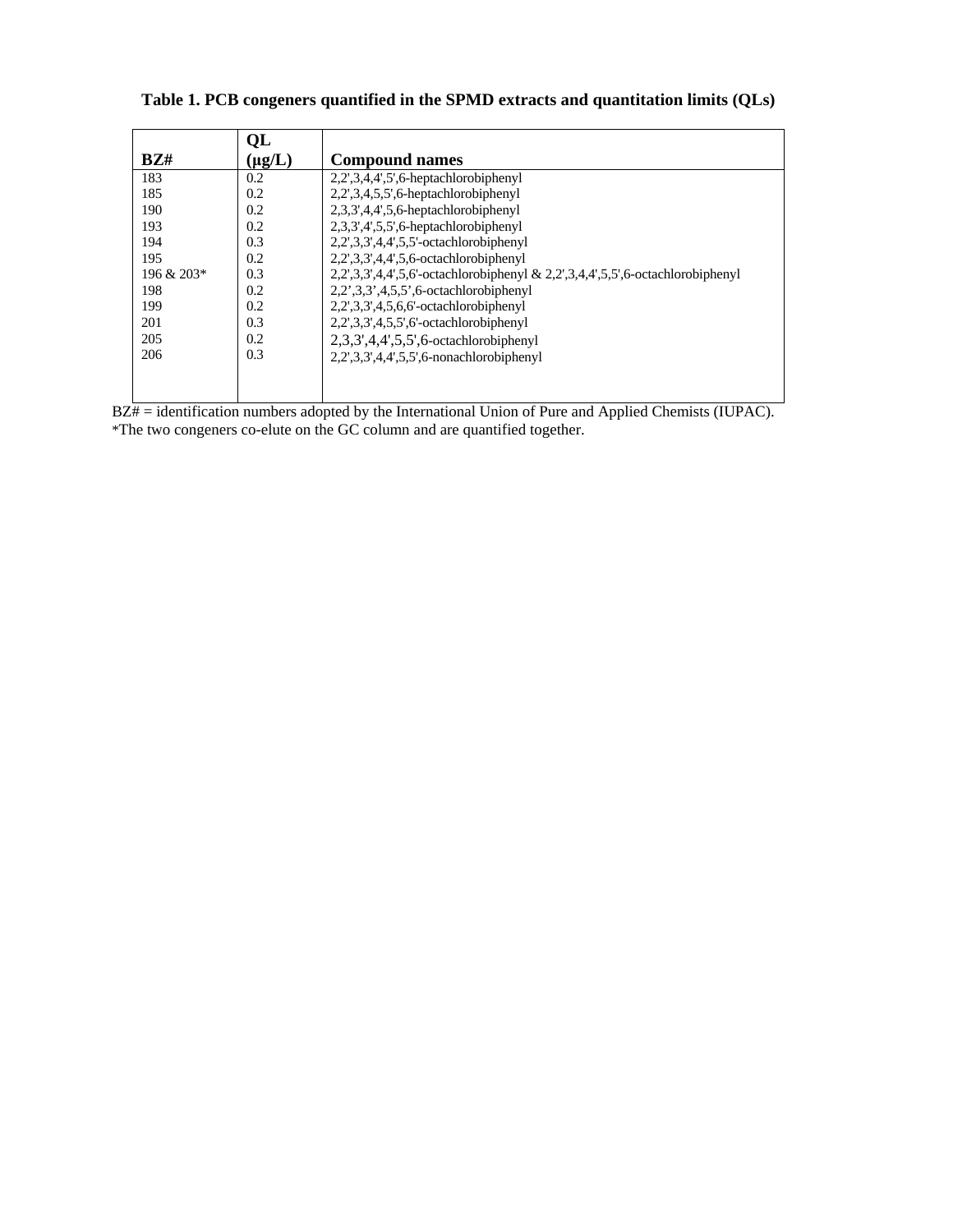**Table 1. PCB congeners quantified in the SPMD extracts and quantitation limits (QLs)**

| BZ# | QL (µg/L) | Compound names |
|---|---|---|
| 183 | 0.2 | 2,2',3,4,4',5',6-heptachlorobiphenyl |
| 185 | 0.2 | 2,2',3,4,5,5',6-heptachlorobiphenyl |
| 190 | 0.2 | 2,3,3',4,4',5,6-heptachlorobiphenyl |
| 193 | 0.2 | 2,3,3',4',5,5',6-heptachlorobiphenyl |
| 194 | 0.3 | 2,2',3,3',4,4',5,5'-octachlorobiphenyl |
| 195 | 0.2 | 2,2',3,3',4,4',5,6-octachlorobiphenyl |
| 196 & 203* | 0.3 | 2,2',3,3',4,4',5,6'-octachlorobiphenyl & 2,2',3,4,4',5,5',6-octachlorobiphenyl |
| 198 | 0.2 | 2,2',3,3',4,5,5',6-octachlorobiphenyl |
| 199 | 0.2 | 2,2',3,3',4,5,6,6'-octachlorobiphenyl |
| 201 | 0.3 | 2,2',3,3',4,5,5',6'-octachlorobiphenyl |
| 205 | 0.2 | 2,3,3',4,4',5,5',6-octachlorobiphenyl |
| 206 | 0.3 | 2,2',3,3',4,4',5,5',6-nonachlorobiphenyl |

BZ# = identification numbers adopted by the International Union of Pure and Applied Chemists (IUPAC).
*The two congeners co-elute on the GC column and are quantified together.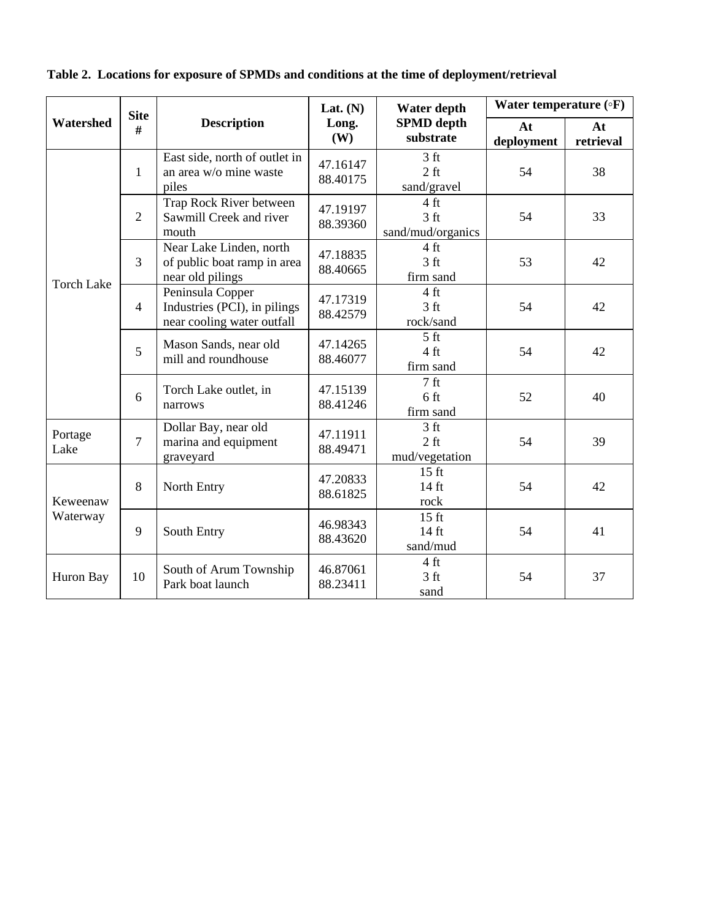**Table 2. Locations for exposure of SPMDs and conditions at the time of deployment/retrieval**

| Watershed | Site # | Description | Lat. (N) Long. (W) | Water depth SPMD depth substrate | Water temperature (◦F) | |
|---|---|---|---|---|---|---|
| | | | | | At deployment | At retrieval |
| Torch Lake | 1 | East side, north of outlet in an area w/o mine waste piles | 47.16147 88.40175 | 3 ft 2 ft sand/gravel | 54 | 38 |
| | 2 | Trap Rock River between Sawmill Creek and river mouth | 47.19197 88.39360 | 4 ft 3 ft sand/mud/organics | 54 | 33 |
| | 3 | Near Lake Linden, north of public boat ramp in area near old pilings | 47.18835 88.40665 | 4 ft 3 ft firm sand | 53 | 42 |
| | 4 | Peninsula Copper Industries (PCI), in pilings near cooling water outfall | 47.17319 88.42579 | 4 ft 3 ft rock/sand | 54 | 42 |
| | 5 | Mason Sands, near old mill and roundhouse | 47.14265 88.46077 | 5 ft 4 ft firm sand | 54 | 42 |
| | 6 | Torch Lake outlet, in narrows | 47.15139 88.41246 | 7 ft 6 ft firm sand | 52 | 40 |
| Portage Lake | 7 | Dollar Bay, near old marina and equipment graveyard | 47.11911 88.49471 | 3 ft 2 ft mud/vegetation | 54 | 39 |
| Keweenaw Waterway | 8 | North Entry | 47.20833 88.61825 | 15 ft 14 ft rock | 54 | 42 |
| | 9 | South Entry | 46.98343 88.43620 | 15 ft 14 ft sand/mud | 54 | 41 |
| Huron Bay | 10 | South of Arum Township Park boat launch | 46.87061 88.23411 | 4 ft 3 ft sand | 54 | 37 |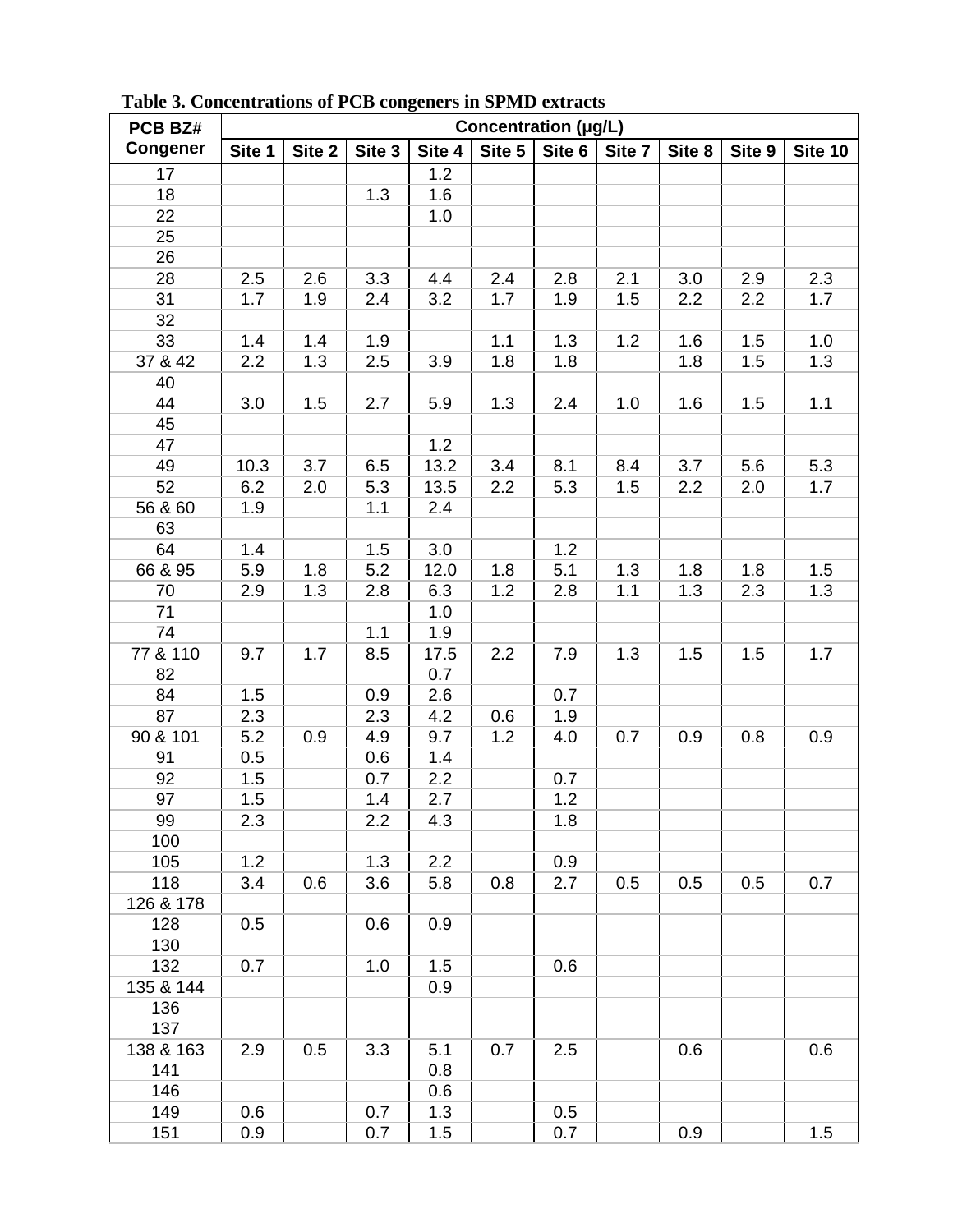**Table 3. Concentrations of PCB congeners in SPMD extracts**

| PCB BZ# Congener | Concentration (µg/L) | | | | | | | | | |
|---|---|---|---|---|---|---|---|---|---|---|
| | Site 1 | Site 2 | Site 3 | Site 4 | Site 5 | Site 6 | Site 7 | Site 8 | Site 9 | Site 10 |
| 17 | | | | 1.2 | | | | | | |
| 18 | | | 1.3 | 1.6 | | | | | | |
| 22 | | | | 1.0 | | | | | | |
| 25 | | | | | | | | | | |
| 26 | | | | | | | | | | |
| 28 | 2.5 | 2.6 | 3.3 | 4.4 | 2.4 | 2.8 | 2.1 | 3.0 | 2.9 | 2.3 |
| 31 | 1.7 | 1.9 | 2.4 | 3.2 | 1.7 | 1.9 | 1.5 | 2.2 | 2.2 | 1.7 |
| 32 | | | | | | | | | | |
| 33 | 1.4 | 1.4 | 1.9 | | 1.1 | 1.3 | 1.2 | 1.6 | 1.5 | 1.0 |
| 37 & 42 | 2.2 | 1.3 | 2.5 | 3.9 | 1.8 | 1.8 | | 1.8 | 1.5 | 1.3 |
| 40 | | | | | | | | | | |
| 44 | 3.0 | 1.5 | 2.7 | 5.9 | 1.3 | 2.4 | 1.0 | 1.6 | 1.5 | 1.1 |
| 45 | | | | | | | | | | |
| 47 | | | | 1.2 | | | | | | |
| 49 | 10.3 | 3.7 | 6.5 | 13.2 | 3.4 | 8.1 | 8.4 | 3.7 | 5.6 | 5.3 |
| 52 | 6.2 | 2.0 | 5.3 | 13.5 | 2.2 | 5.3 | 1.5 | 2.2 | 2.0 | 1.7 |
| 56 & 60 | 1.9 | | 1.1 | 2.4 | | | | | | |
| 63 | | | | | | | | | | |
| 64 | 1.4 | | 1.5 | 3.0 | | 1.2 | | | | |
| 66 & 95 | 5.9 | 1.8 | 5.2 | 12.0 | 1.8 | 5.1 | 1.3 | 1.8 | 1.8 | 1.5 |
| 70 | 2.9 | 1.3 | 2.8 | 6.3 | 1.2 | 2.8 | 1.1 | 1.3 | 2.3 | 1.3 |
| 71 | | | | 1.0 | | | | | | |
| 74 | | | 1.1 | 1.9 | | | | | | |
| 77 & 110 | 9.7 | 1.7 | 8.5 | 17.5 | 2.2 | 7.9 | 1.3 | 1.5 | 1.5 | 1.7 |
| 82 | | | | 0.7 | | | | | | |
| 84 | 1.5 | | 0.9 | 2.6 | | 0.7 | | | | |
| 87 | 2.3 | | 2.3 | 4.2 | 0.6 | 1.9 | | | | |
| 90 & 101 | 5.2 | 0.9 | 4.9 | 9.7 | 1.2 | 4.0 | 0.7 | 0.9 | 0.8 | 0.9 |
| 91 | 0.5 | | 0.6 | 1.4 | | | | | | |
| 92 | 1.5 | | 0.7 | 2.2 | | 0.7 | | | | |
| 97 | 1.5 | | 1.4 | 2.7 | | 1.2 | | | | |
| 99 | 2.3 | | 2.2 | 4.3 | | 1.8 | | | | |
| 100 | | | | | | | | | | |
| 105 | 1.2 | | 1.3 | 2.2 | | 0.9 | | | | |
| 118 | 3.4 | 0.6 | 3.6 | 5.8 | 0.8 | 2.7 | 0.5 | 0.5 | 0.5 | 0.7 |
| 126 & 178 | | | | | | | | | | |
| 128 | 0.5 | | 0.6 | 0.9 | | | | | | |
| 130 | | | | | | | | | | |
| 132 | 0.7 | | 1.0 | 1.5 | | 0.6 | | | | |
| 135 & 144 | | | | 0.9 | | | | | | |
| 136 | | | | | | | | | | |
| 137 | | | | | | | | | | |
| 138 & 163 | 2.9 | 0.5 | 3.3 | 5.1 | 0.7 | 2.5 | | 0.6 | | 0.6 |
| 141 | | | | 0.8 | | | | | | |
| 146 | | | | 0.6 | | | | | | |
| 149 | 0.6 | | 0.7 | 1.3 | | 0.5 | | | | |
| 151 | 0.9 | | 0.7 | 1.5 | | 0.7 | | 0.9 | | 1.5 |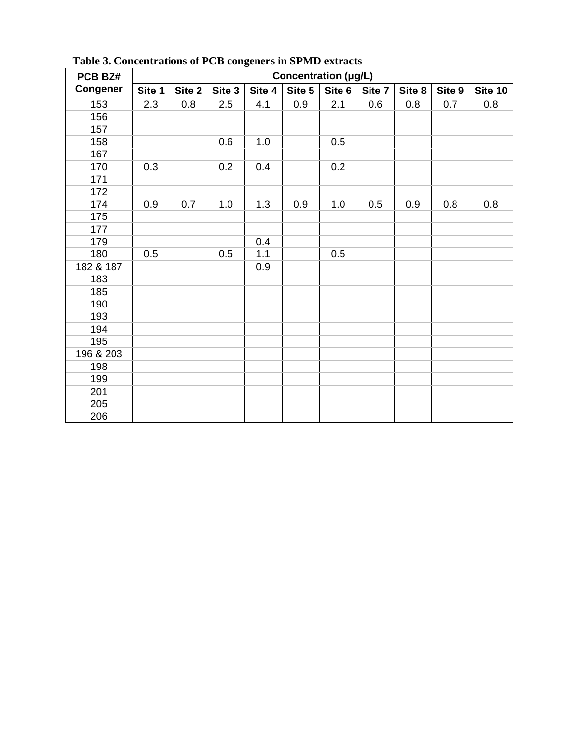**Table 3. Concentrations of PCB congeners in SPMD extracts**

| PCB BZ# Congener | Concentration (µg/L) | | | | | | | | | |
|---|---|---|---|---|---|---|---|---|---|---|
| | Site 1 | Site 2 | Site 3 | Site 4 | Site 5 | Site 6 | Site 7 | Site 8 | Site 9 | Site 10 |
| 153 | 2.3 | 0.8 | 2.5 | 4.1 | 0.9 | 2.1 | 0.6 | 0.8 | 0.7 | 0.8 |
| 156 | | | | | | | | | | |
| 157 | | | | | | | | | | |
| 158 | | | 0.6 | 1.0 | | 0.5 | | | | |
| 167 | | | | | | | | | | |
| 170 | 0.3 | | 0.2 | 0.4 | | 0.2 | | | | |
| 171 | | | | | | | | | | |
| 172 | | | | | | | | | | |
| 174 | 0.9 | 0.7 | 1.0 | 1.3 | 0.9 | 1.0 | 0.5 | 0.9 | 0.8 | 0.8 |
| 175 | | | | | | | | | | |
| 177 | | | | | | | | | | |
| 179 | | | | 0.4 | | | | | | |
| 180 | 0.5 | | 0.5 | 1.1 | | 0.5 | | | | |
| 182 & 187 | | | | 0.9 | | | | | | |
| 183 | | | | | | | | | | |
| 185 | | | | | | | | | | |
| 190 | | | | | | | | | | |
| 193 | | | | | | | | | | |
| 194 | | | | | | | | | | |
| 195 | | | | | | | | | | |
| 196 & 203 | | | | | | | | | | |
| 198 | | | | | | | | | | |
| 199 | | | | | | | | | | |
| 201 | | | | | | | | | | |
| 205 | | | | | | | | | | |
| 206 | | | | | | | | | | |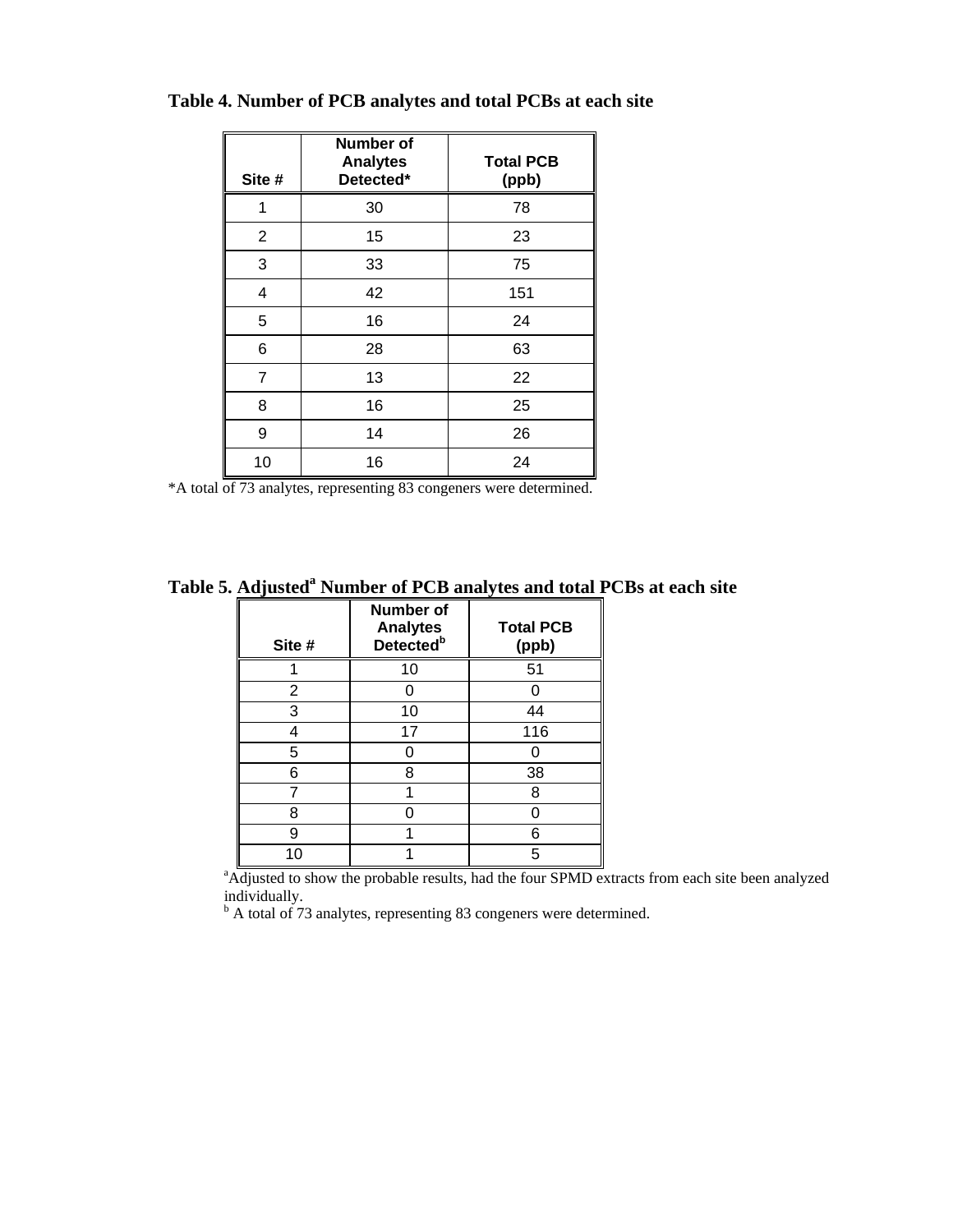**Table 4. Number of PCB analytes and total PCBs at each site**

| Site # | Number of Analytes Detected* | Total PCB (ppb) |
|---|---|---|
| 1 | 30 | 78 |
| 2 | 15 | 23 |
| 3 | 33 | 75 |
| 4 | 42 | 151 |
| 5 | 16 | 24 |
| 6 | 28 | 63 |
| 7 | 13 | 22 |
| 8 | 16 | 25 |
| 9 | 14 | 26 |
| 10 | 16 | 24 |

*A total of 73 analytes, representing 83 congeners were determined.

**Table 5. Adjusted[a] Number of PCB analytes and total PCBs at each site**

| Site # | Number of Analytes Detected[b] | Total PCB (ppb) |
|---|---|---|
| 1 | 10 | 51 |
| 2 | 0 | 0 |
| 3 | 10 | 44 |
| 4 | 17 | 116 |
| 5 | 0 | 0 |
| 6 | 8 | 38 |
| 7 | 1 | 8 |
| 8 | 0 | 0 |
| 9 | 1 | 6 |
| 10 | 1 | 5 |

[a]Adjusted to show the probable results, had the four SPMD extracts from each site been analyzed individually.

[b] A total of 73 analytes, representing 83 congeners were determined.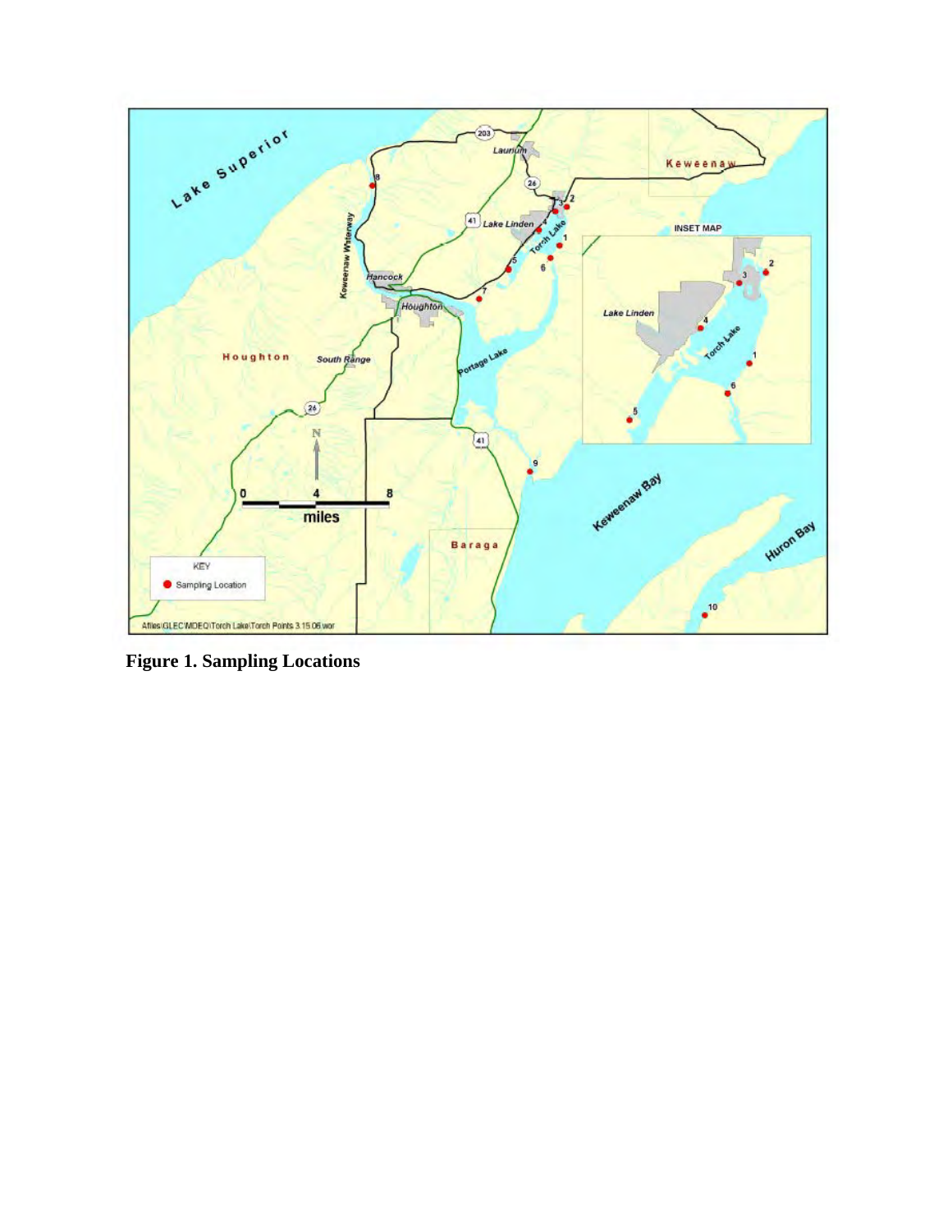**Figure 1. Sampling Locations**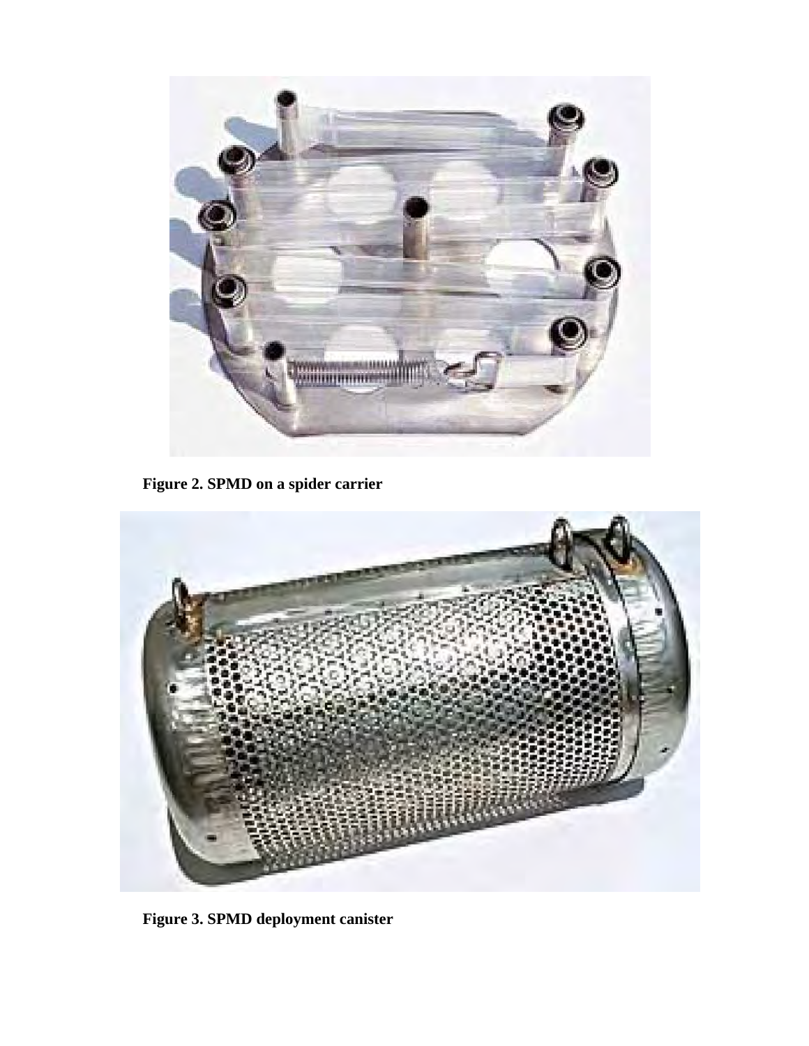**Figure 2. SPMD on a spider carrier**

**Figure 3. SPMD deployment canister**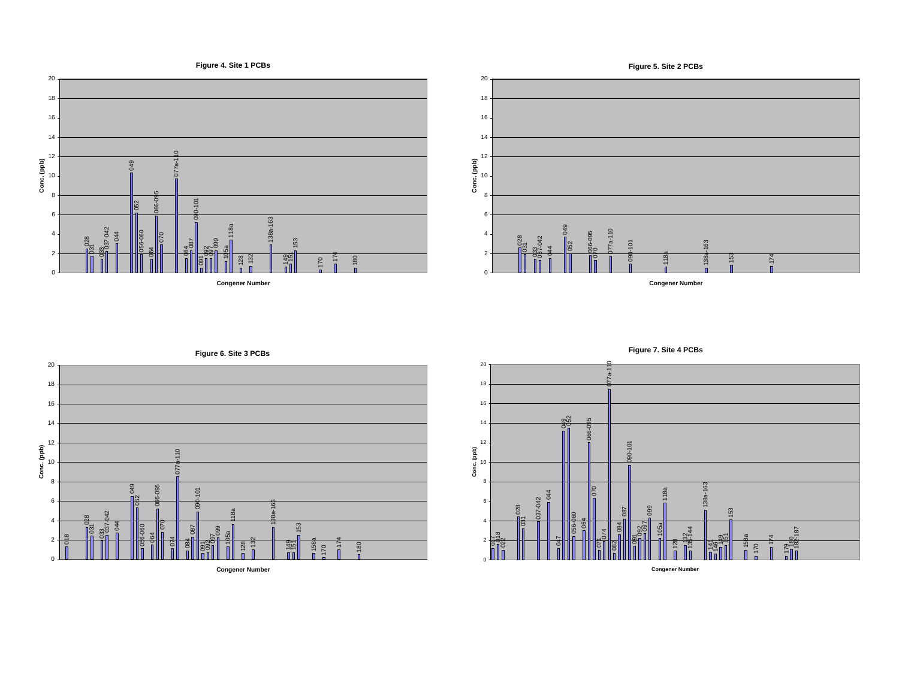**Figure 4. Site 1 PCBs**

Conc. (ppb)

Congener Number

028, 031, 033, 037-042, 044, 049, 052, 056-060, 064, 066-095, 070, 077a-110, 084, 087, 090-101, 091, 092, 097, 099, 105a, 118a, 128, 132, 138a-163, 149, 151, 153, 170, 174, 180

**Figure 5. Site 2 PCBs**

Conc. (ppb)

Congener Number

028, 031, 033, 037-042, 044, 049, 052, 066-095, 070, 077a-110, 090-101, 118a, 138a-163, 153, 174

**Figure 6. Site 3 PCBs**

Conc. (ppb)

Congener Number

018, 028, 031, 033, 037-042, 044, 049, 052, 056-060, 064, 066-095, 070, 074, 077a-110, 084, 087, 090-101, 091, 092, 097, 099, 105a, 118a, 128, 132, 138a-163, 149, 151, 153, 158a, 170, 174, 180

**Figure 7. Site 4 PCBs**

Conc. (ppb)

Congener Number

017, 018, 022, 028, 031, 037-042, 044, 047, 049, 052, 056-060, 064, 066-095, 070, 071, 074, 077a-110, 082, 084, 087, 090-101, 091, 092, 097, 099, 105a, 118a, 128, 132, 135-144, 138a-163, 141, 146, 149, 151, 153, 158a, 170, 174, 179, 180, 182-187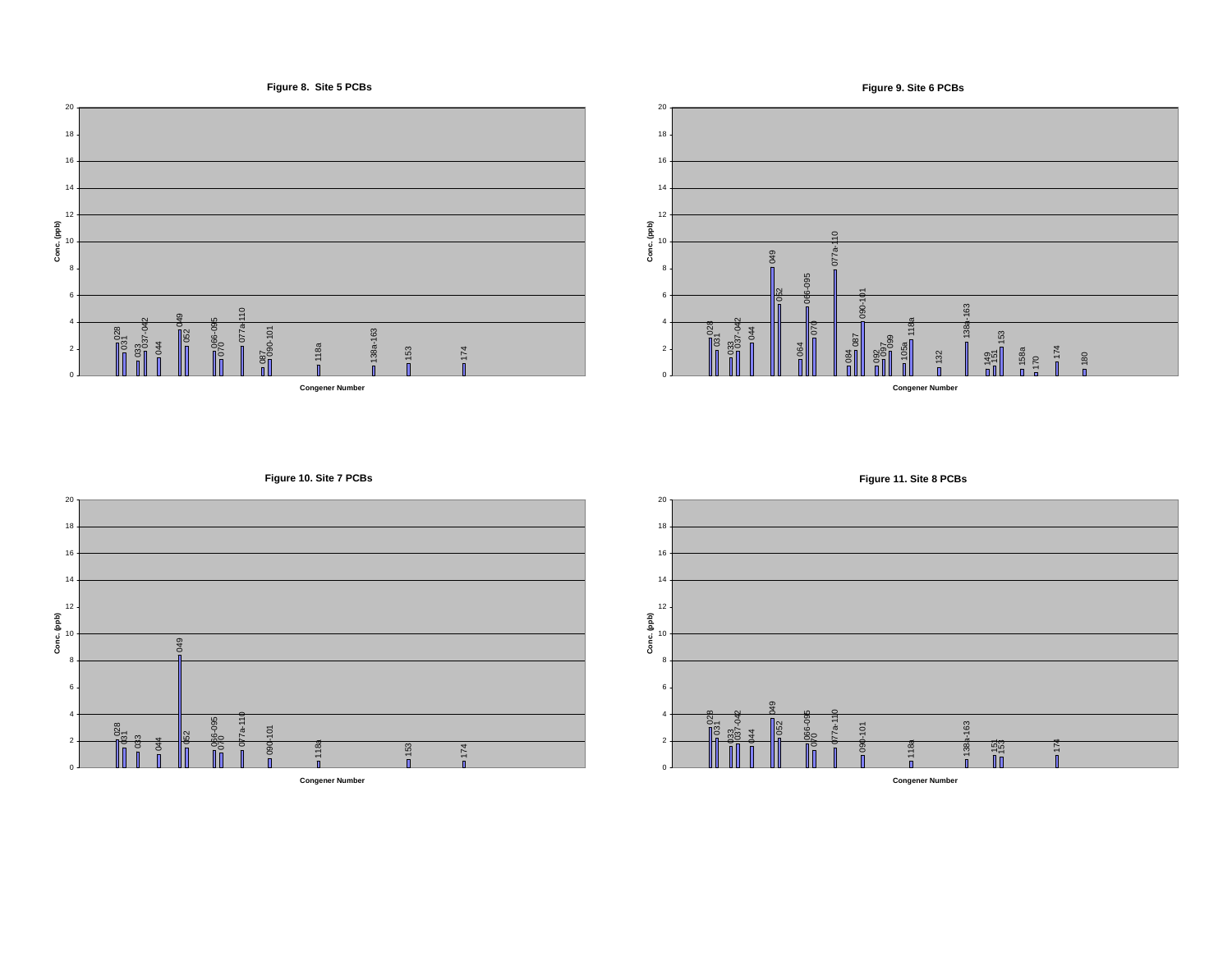**Figure 8. Site 5 PCBs**

**Figure 9. Site 6 PCBs**

**Figure 10. Site 7 PCBs**

**Figure 11. Site 8 PCBs**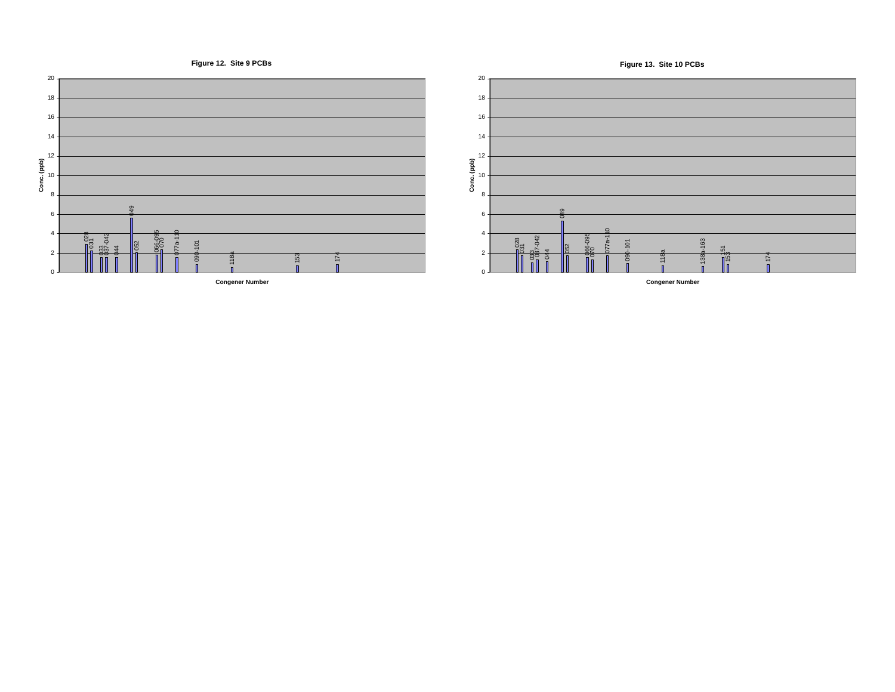**Figure 12. Site 9 PCBs**

Conc. (ppb)

20
18
16
14
12
10
8
6
4
2
0

028
031
033
037-042
044
049
052
066-095
070
077a-110
090-101
118a
153
174

Congener Number

**Figure 13. Site 10 PCBs**

Conc. (ppb)

20
18
16
14
12
10
8
6
4
2
0

028
031
033
037-042
044
049
052
066-095
070
077a-110
090-101
118a
138a-163
151
153
174

Congener Number